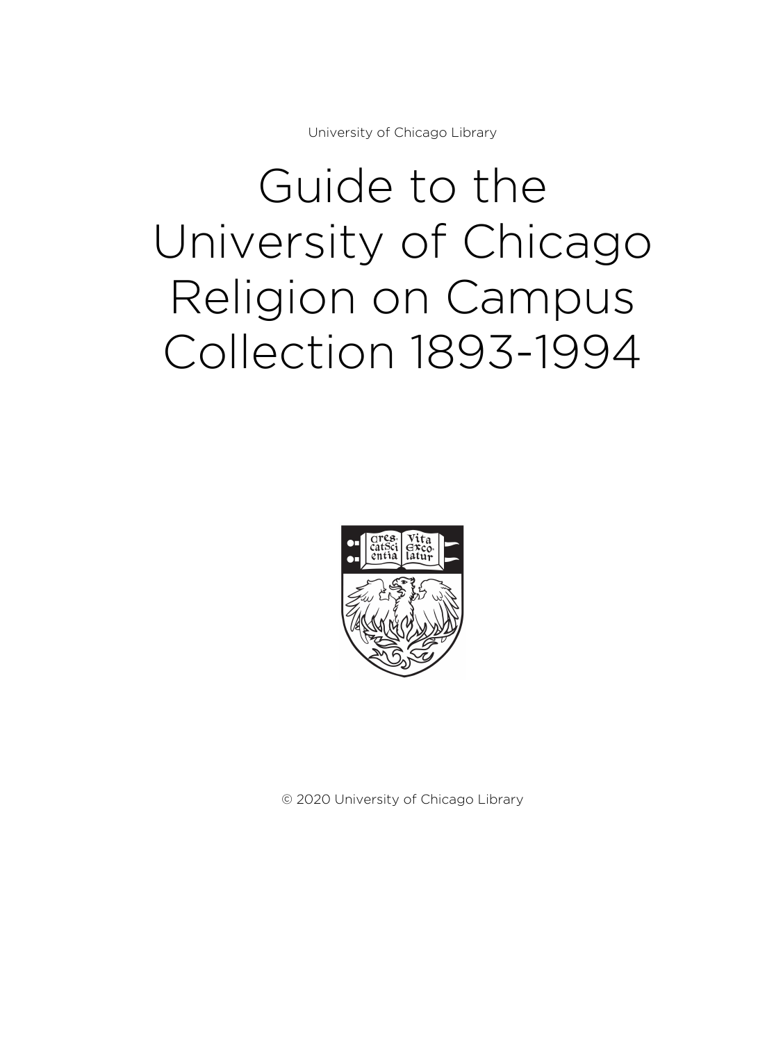University of Chicago Library

# Guide to the University of Chicago Religion on Campus Collection 1893-1994

© 2020 University of Chicago Library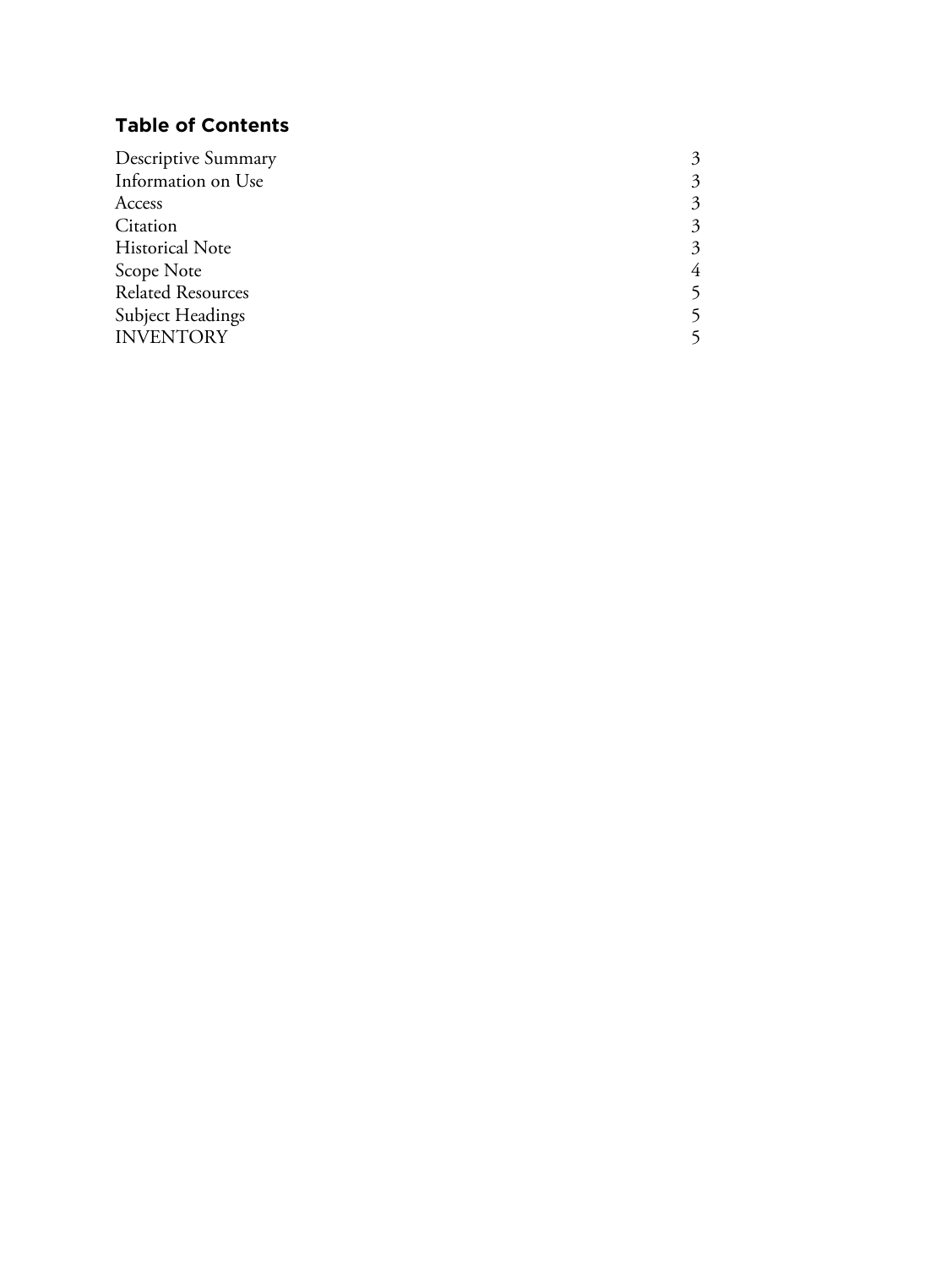## Table of Contents

| | |
|---|---|
| Descriptive Summary | 3 |
| Information on Use | 3 |
| Access | 3 |
| Citation | 3 |
| Historical Note | 3 |
| Scope Note | 4 |
| Related Resources | 5 |
| Subject Headings | 5 |
| INVENTORY | 5 |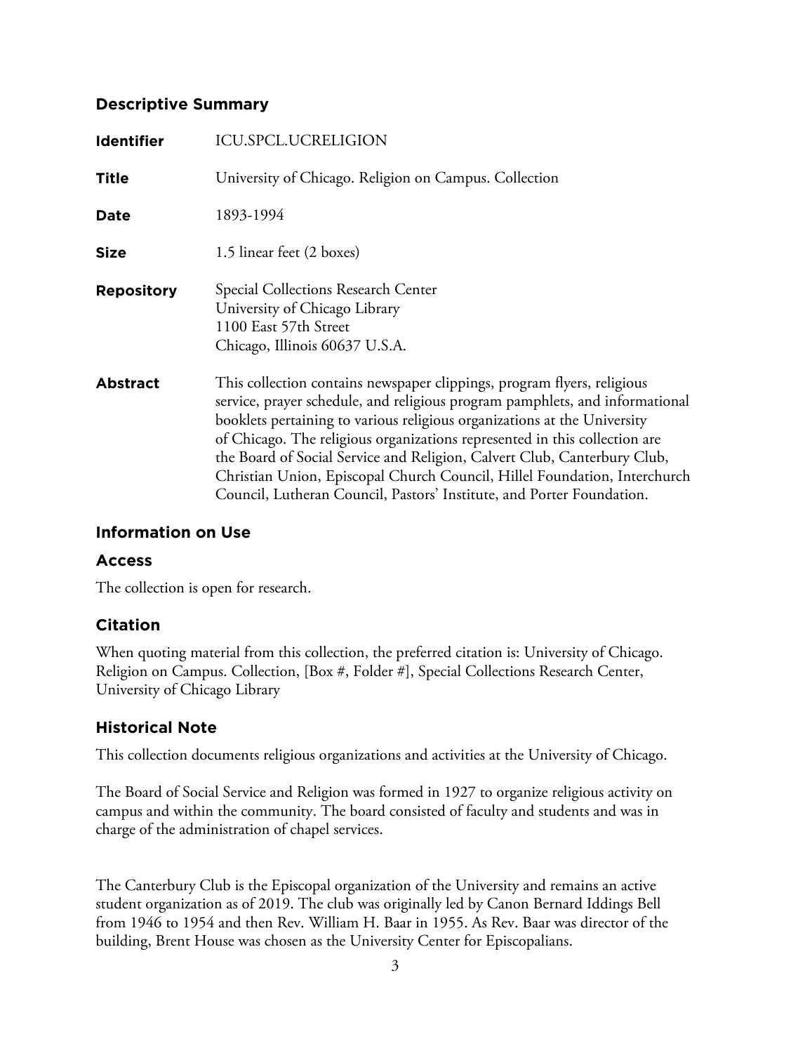## Descriptive Summary

| | |
|---|---|
| **Identifier** | ICU.SPCL.UCRELIGION |
| **Title** | University of Chicago. Religion on Campus. Collection |
| **Date** | 1893-1994 |
| **Size** | 1.5 linear feet (2 boxes) |
| **Repository** | Special Collections Research Center<br>University of Chicago Library<br>1100 East 57th Street<br>Chicago, Illinois 60637 U.S.A. |
| **Abstract** | This collection contains newspaper clippings, program flyers, religious service, prayer schedule, and religious program pamphlets, and informational booklets pertaining to various religious organizations at the University of Chicago. The religious organizations represented in this collection are the Board of Social Service and Religion, Calvert Club, Canterbury Club, Christian Union, Episcopal Church Council, Hillel Foundation, Interchurch Council, Lutheran Council, Pastors' Institute, and Porter Foundation. |

## Information on Use

### Access

The collection is open for research.

### Citation

When quoting material from this collection, the preferred citation is: University of Chicago. Religion on Campus. Collection, [Box #, Folder #], Special Collections Research Center, University of Chicago Library

## Historical Note

This collection documents religious organizations and activities at the University of Chicago.

The Board of Social Service and Religion was formed in 1927 to organize religious activity on campus and within the community. The board consisted of faculty and students and was in charge of the administration of chapel services.

The Canterbury Club is the Episcopal organization of the University and remains an active student organization as of 2019. The club was originally led by Canon Bernard Iddings Bell from 1946 to 1954 and then Rev. William H. Baar in 1955. As Rev. Baar was director of the building, Brent House was chosen as the University Center for Episcopalians.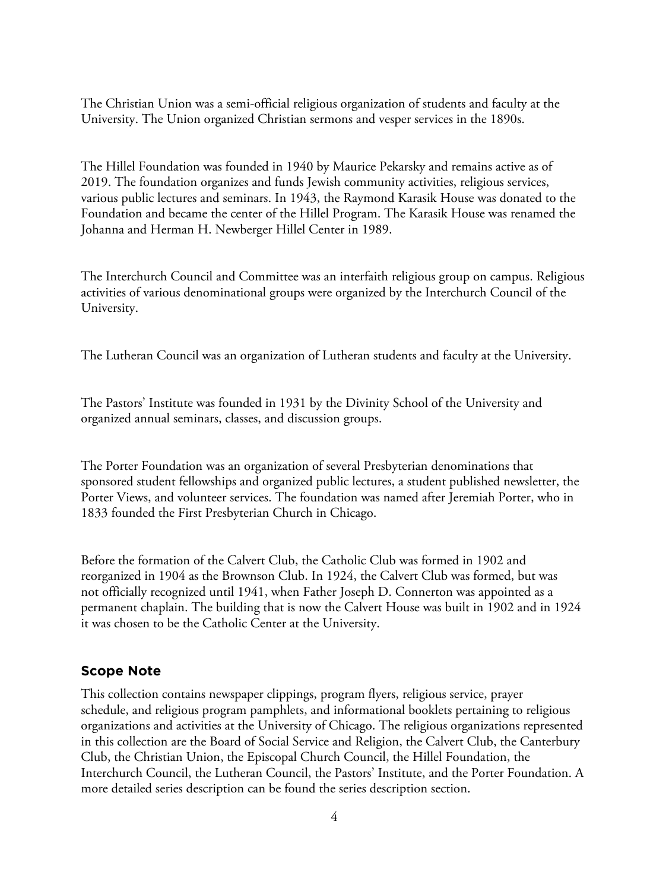The Christian Union was a semi-official religious organization of students and faculty at the University. The Union organized Christian sermons and vesper services in the 1890s.

The Hillel Foundation was founded in 1940 by Maurice Pekarsky and remains active as of 2019. The foundation organizes and funds Jewish community activities, religious services, various public lectures and seminars. In 1943, the Raymond Karasik House was donated to the Foundation and became the center of the Hillel Program. The Karasik House was renamed the Johanna and Herman H. Newberger Hillel Center in 1989.

The Interchurch Council and Committee was an interfaith religious group on campus. Religious activities of various denominational groups were organized by the Interchurch Council of the University.

The Lutheran Council was an organization of Lutheran students and faculty at the University.

The Pastors' Institute was founded in 1931 by the Divinity School of the University and organized annual seminars, classes, and discussion groups.

The Porter Foundation was an organization of several Presbyterian denominations that sponsored student fellowships and organized public lectures, a student published newsletter, the Porter Views, and volunteer services. The foundation was named after Jeremiah Porter, who in 1833 founded the First Presbyterian Church in Chicago.

Before the formation of the Calvert Club, the Catholic Club was formed in 1902 and reorganized in 1904 as the Brownson Club. In 1924, the Calvert Club was formed, but was not officially recognized until 1941, when Father Joseph D. Connerton was appointed as a permanent chaplain. The building that is now the Calvert House was built in 1902 and in 1924 it was chosen to be the Catholic Center at the University.

## Scope Note

This collection contains newspaper clippings, program flyers, religious service, prayer schedule, and religious program pamphlets, and informational booklets pertaining to religious organizations and activities at the University of Chicago. The religious organizations represented in this collection are the Board of Social Service and Religion, the Calvert Club, the Canterbury Club, the Christian Union, the Episcopal Church Council, the Hillel Foundation, the Interchurch Council, the Lutheran Council, the Pastors' Institute, and the Porter Foundation. A more detailed series description can be found the series description section.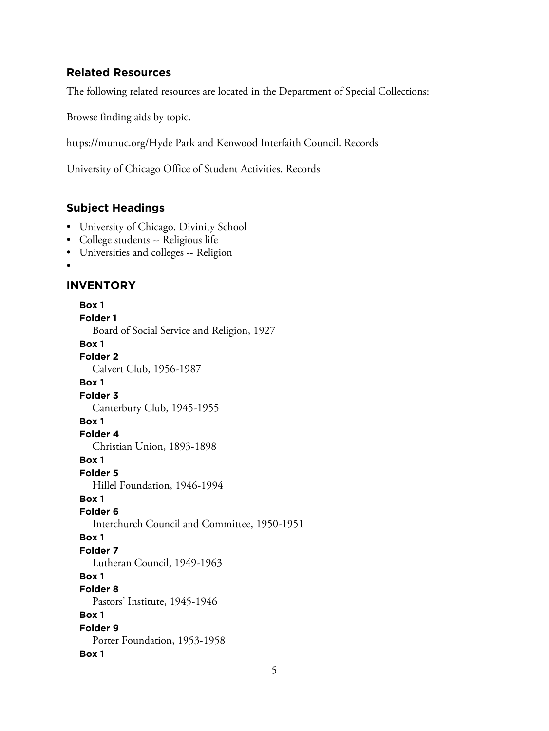## Related Resources

The following related resources are located in the Department of Special Collections:

Browse finding aids by topic.

https://munuc.org/Hyde Park and Kenwood Interfaith Council. Records

University of Chicago Office of Student Activities. Records

## Subject Headings

- University of Chicago. Divinity School
- College students -- Religious life
- Universities and colleges -- Religion
- 

## INVENTORY

**Box 1**
**Folder 1**
Board of Social Service and Religion, 1927

**Box 1**
**Folder 2**
Calvert Club, 1956-1987

**Box 1**
**Folder 3**
Canterbury Club, 1945-1955

**Box 1**
**Folder 4**
Christian Union, 1893-1898

**Box 1**
**Folder 5**
Hillel Foundation, 1946-1994

**Box 1**
**Folder 6**
Interchurch Council and Committee, 1950-1951

**Box 1**
**Folder 7**
Lutheran Council, 1949-1963

**Box 1**
**Folder 8**
Pastors' Institute, 1945-1946

**Box 1**
**Folder 9**
Porter Foundation, 1953-1958

**Box 1**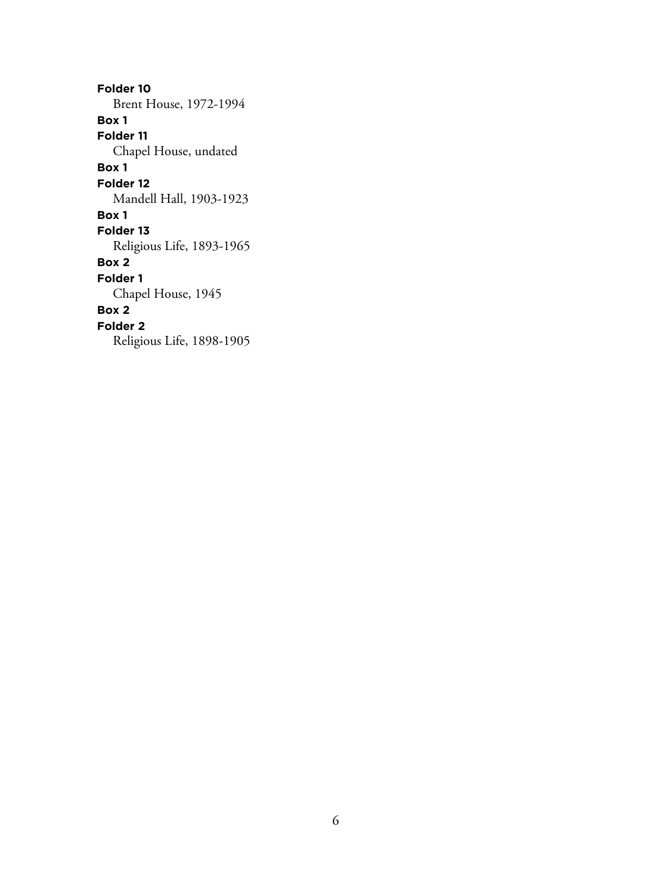**Folder 10**
Brent House, 1972-1994

**Box 1**
**Folder 11**
Chapel House, undated

**Box 1**
**Folder 12**
Mandell Hall, 1903-1923

**Box 1**
**Folder 13**
Religious Life, 1893-1965

**Box 2**
**Folder 1**
Chapel House, 1945

**Box 2**
**Folder 2**
Religious Life, 1898-1905